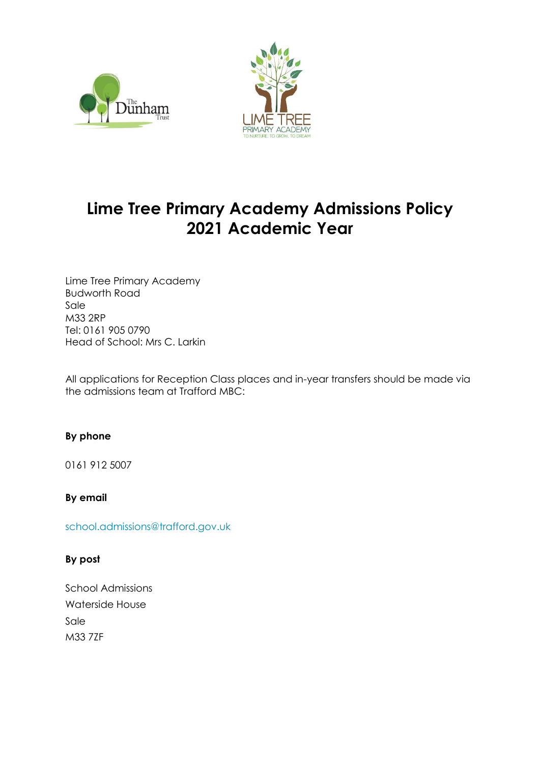# Lime Tree Primary Academy Admissions Policy 2021 Academic Year

Lime Tree Primary Academy
Budworth Road
Sale
M33 2RP
Tel: 0161 905 0790
Head of School: Mrs C. Larkin

All applications for Reception Class places and in-year transfers should be made via the admissions team at Trafford MBC:

**By phone**

0161 912 5007

**By email**

school.admissions@trafford.gov.uk

**By post**

School Admissions
Waterside House
Sale
M33 7ZF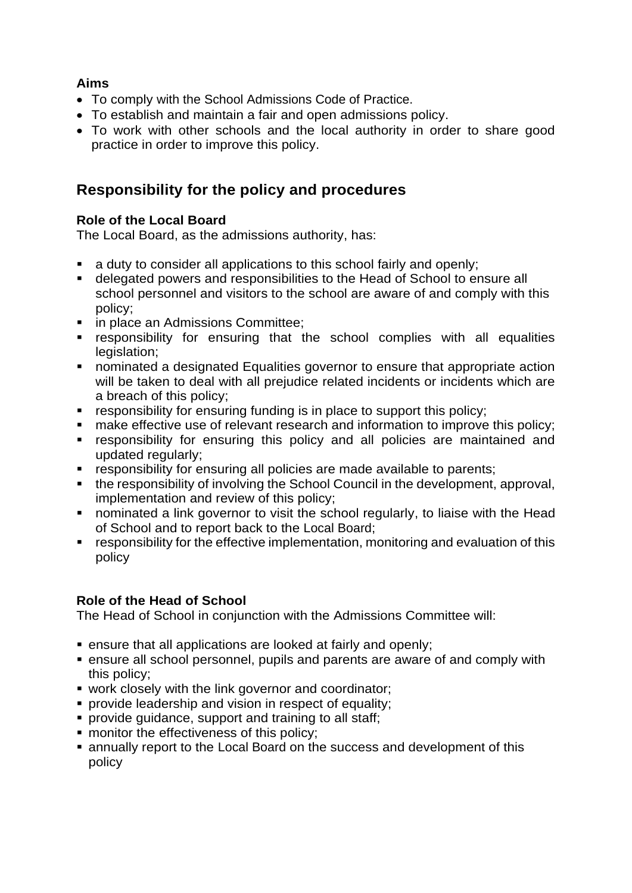**Aims**

- To comply with the School Admissions Code of Practice.
- To establish and maintain a fair and open admissions policy.
- To work with other schools and the local authority in order to share good practice in order to improve this policy.

## Responsibility for the policy and procedures

**Role of the Local Board**

The Local Board, as the admissions authority, has:

- a duty to consider all applications to this school fairly and openly;
- delegated powers and responsibilities to the Head of School to ensure all school personnel and visitors to the school are aware of and comply with this policy;
- in place an Admissions Committee;
- responsibility for ensuring that the school complies with all equalities legislation;
- nominated a designated Equalities governor to ensure that appropriate action will be taken to deal with all prejudice related incidents or incidents which are a breach of this policy;
- responsibility for ensuring funding is in place to support this policy;
- make effective use of relevant research and information to improve this policy;
- responsibility for ensuring this policy and all policies are maintained and updated regularly;
- responsibility for ensuring all policies are made available to parents;
- the responsibility of involving the School Council in the development, approval, implementation and review of this policy;
- nominated a link governor to visit the school regularly, to liaise with the Head of School and to report back to the Local Board;
- responsibility for the effective implementation, monitoring and evaluation of this policy

**Role of the Head of School**

The Head of School in conjunction with the Admissions Committee will:

- ensure that all applications are looked at fairly and openly;
- ensure all school personnel, pupils and parents are aware of and comply with this policy;
- work closely with the link governor and coordinator;
- provide leadership and vision in respect of equality;
- provide guidance, support and training to all staff;
- monitor the effectiveness of this policy;
- annually report to the Local Board on the success and development of this policy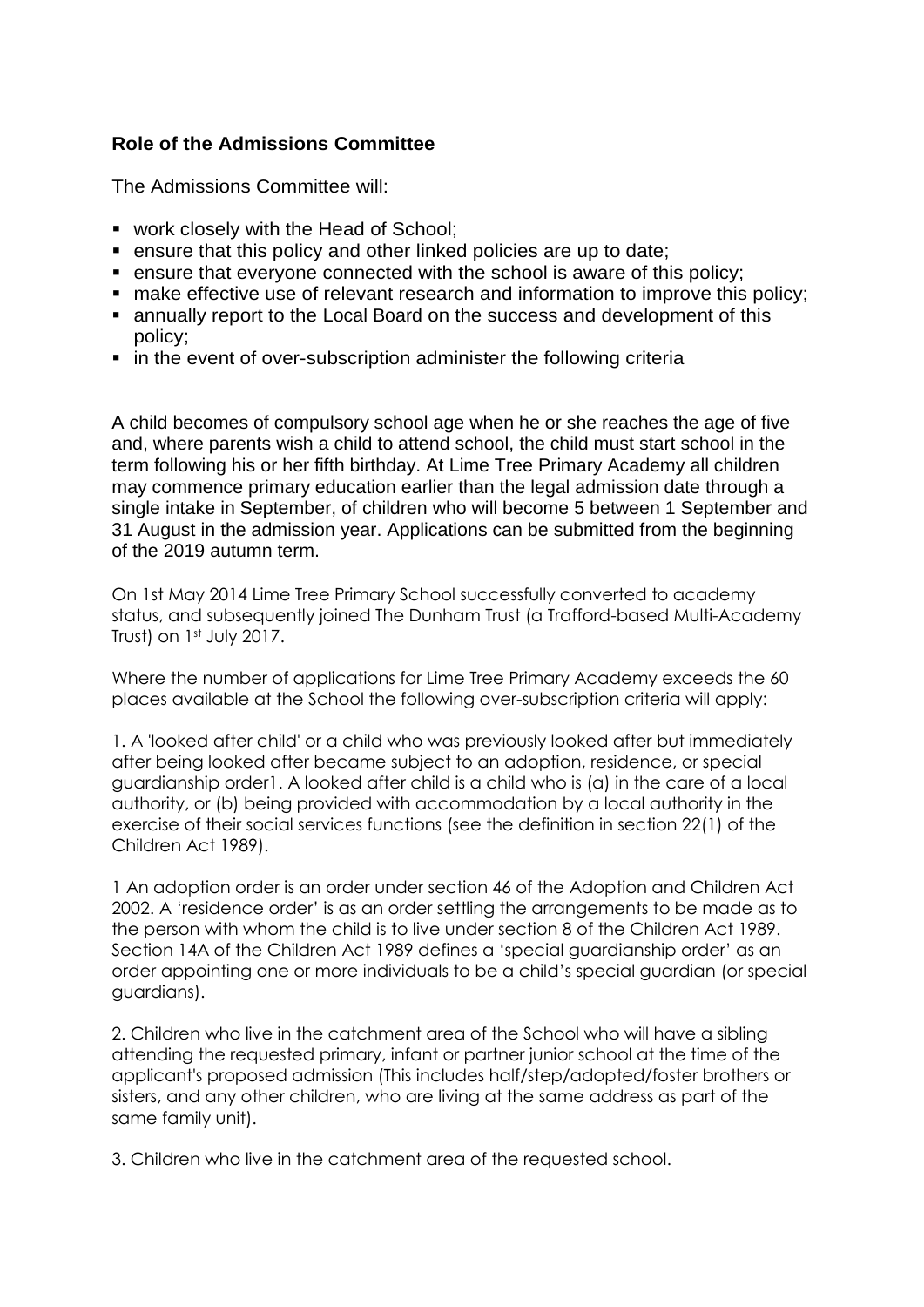**Role of the Admissions Committee**

The Admissions Committee will:

- work closely with the Head of School;
- ensure that this policy and other linked policies are up to date;
- ensure that everyone connected with the school is aware of this policy;
- make effective use of relevant research and information to improve this policy;
- annually report to the Local Board on the success and development of this policy;
- in the event of over-subscription administer the following criteria

A child becomes of compulsory school age when he or she reaches the age of five and, where parents wish a child to attend school, the child must start school in the term following his or her fifth birthday. At Lime Tree Primary Academy all children may commence primary education earlier than the legal admission date through a single intake in September, of children who will become 5 between 1 September and 31 August in the admission year. Applications can be submitted from the beginning of the 2019 autumn term.

On 1st May 2014 Lime Tree Primary School successfully converted to academy status, and subsequently joined The Dunham Trust (a Trafford-based Multi-Academy Trust) on 1st July 2017.

Where the number of applications for Lime Tree Primary Academy exceeds the 60 places available at the School the following over-subscription criteria will apply:

1. A 'looked after child' or a child who was previously looked after but immediately after being looked after became subject to an adoption, residence, or special guardianship order[1]. A looked after child is a child who is (a) in the care of a local authority, or (b) being provided with accommodation by a local authority in the exercise of their social services functions (see the definition in section 22(1) of the Children Act 1989).

1 An adoption order is an order under section 46 of the Adoption and Children Act 2002. A 'residence order' is as an order settling the arrangements to be made as to the person with whom the child is to live under section 8 of the Children Act 1989. Section 14A of the Children Act 1989 defines a 'special guardianship order' as an order appointing one or more individuals to be a child's special guardian (or special guardians).

2. Children who live in the catchment area of the School who will have a sibling attending the requested primary, infant or partner junior school at the time of the applicant's proposed admission (This includes half/step/adopted/foster brothers or sisters, and any other children, who are living at the same address as part of the same family unit).

3. Children who live in the catchment area of the requested school.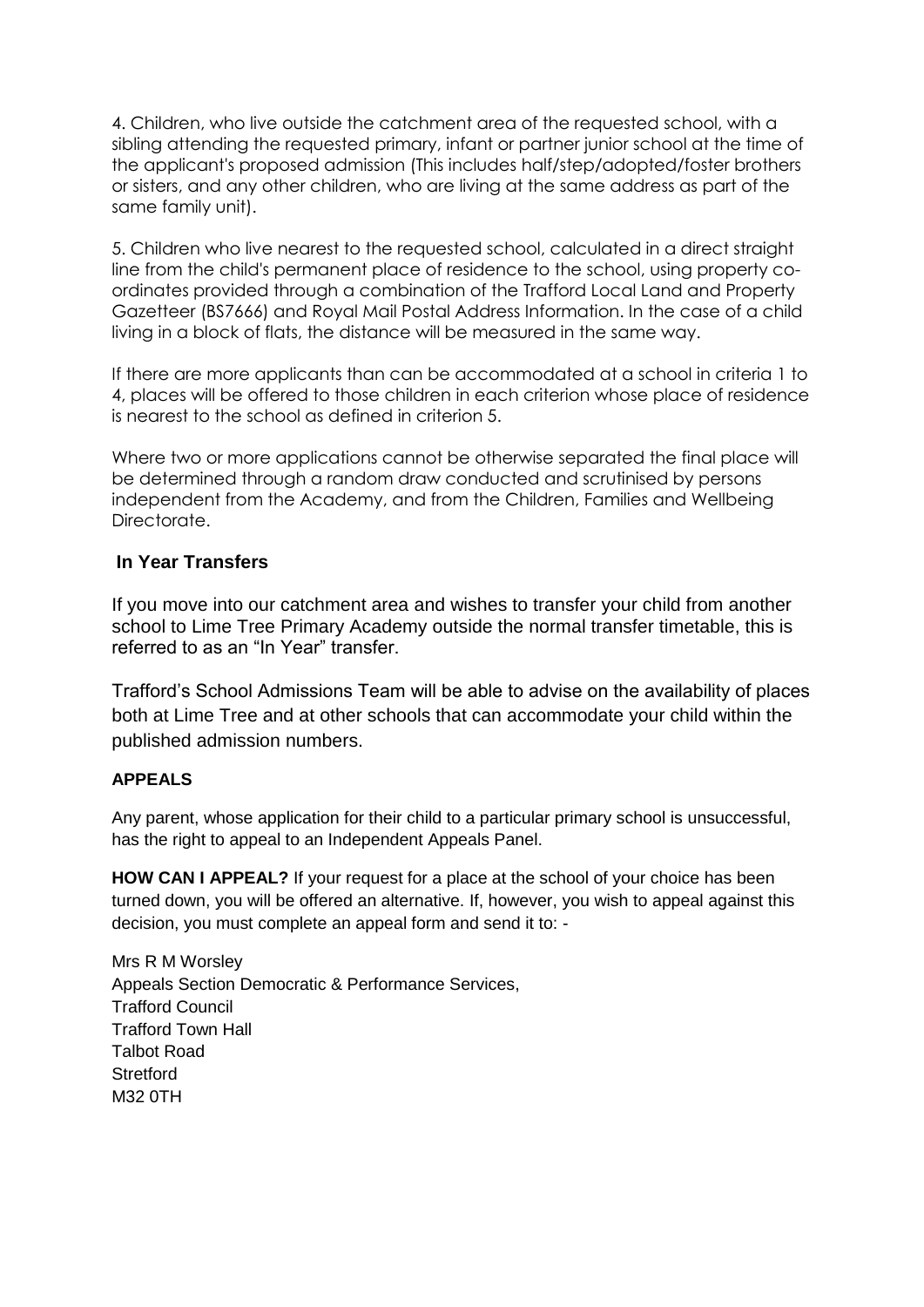4. Children, who live outside the catchment area of the requested school, with a sibling attending the requested primary, infant or partner junior school at the time of the applicant's proposed admission (This includes half/step/adopted/foster brothers or sisters, and any other children, who are living at the same address as part of the same family unit).

5. Children who live nearest to the requested school, calculated in a direct straight line from the child's permanent place of residence to the school, using property co-ordinates provided through a combination of the Trafford Local Land and Property Gazetteer (BS7666) and Royal Mail Postal Address Information. In the case of a child living in a block of flats, the distance will be measured in the same way.

If there are more applicants than can be accommodated at a school in criteria 1 to 4, places will be offered to those children in each criterion whose place of residence is nearest to the school as defined in criterion 5.

Where two or more applications cannot be otherwise separated the final place will be determined through a random draw conducted and scrutinised by persons independent from the Academy, and from the Children, Families and Wellbeing Directorate.

## In Year Transfers

If you move into our catchment area and wishes to transfer your child from another school to Lime Tree Primary Academy outside the normal transfer timetable, this is referred to as an "In Year" transfer.

Trafford's School Admissions Team will be able to advise on the availability of places both at Lime Tree and at other schools that can accommodate your child within the published admission numbers.

### APPEALS

Any parent, whose application for their child to a particular primary school is unsuccessful, has the right to appeal to an Independent Appeals Panel.

**HOW CAN I APPEAL?** If your request for a place at the school of your choice has been turned down, you will be offered an alternative. If, however, you wish to appeal against this decision, you must complete an appeal form and send it to: -

Mrs R M Worsley
Appeals Section Democratic & Performance Services,
Trafford Council
Trafford Town Hall
Talbot Road
Stretford
M32 0TH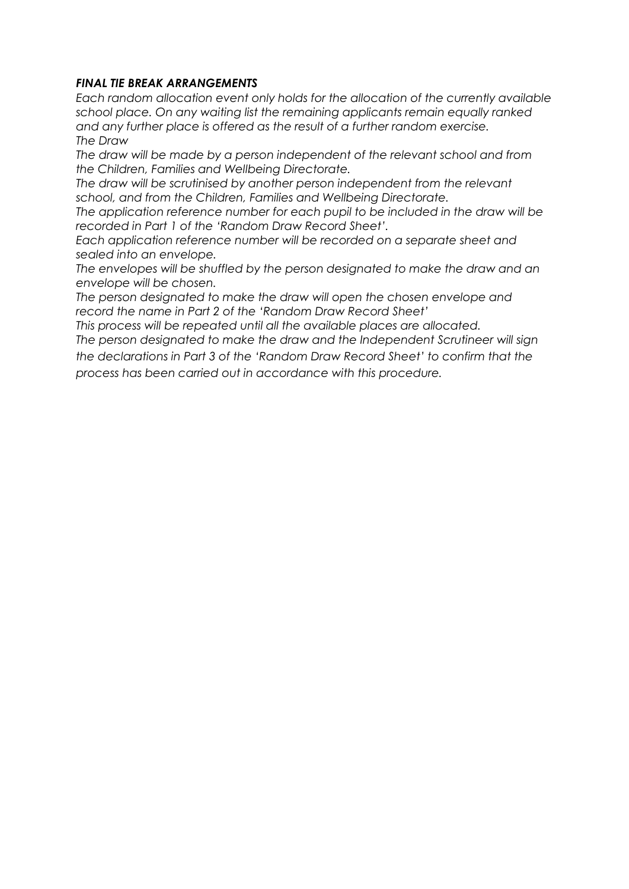***FINAL TIE BREAK ARRANGEMENTS***

*Each random allocation event only holds for the allocation of the currently available school place. On any waiting list the remaining applicants remain equally ranked and any further place is offered as the result of a further random exercise.*

*The Draw*

*The draw will be made by a person independent of the relevant school and from the Children, Families and Wellbeing Directorate.*

*The draw will be scrutinised by another person independent from the relevant school, and from the Children, Families and Wellbeing Directorate.*

*The application reference number for each pupil to be included in the draw will be recorded in Part 1 of the 'Random Draw Record Sheet'.*

*Each application reference number will be recorded on a separate sheet and sealed into an envelope.*

*The envelopes will be shuffled by the person designated to make the draw and an envelope will be chosen.*

*The person designated to make the draw will open the chosen envelope and record the name in Part 2 of the 'Random Draw Record Sheet'*

*This process will be repeated until all the available places are allocated.*

*The person designated to make the draw and the Independent Scrutineer will sign the declarations in Part 3 of the 'Random Draw Record Sheet' to confirm that the process has been carried out in accordance with this procedure.*